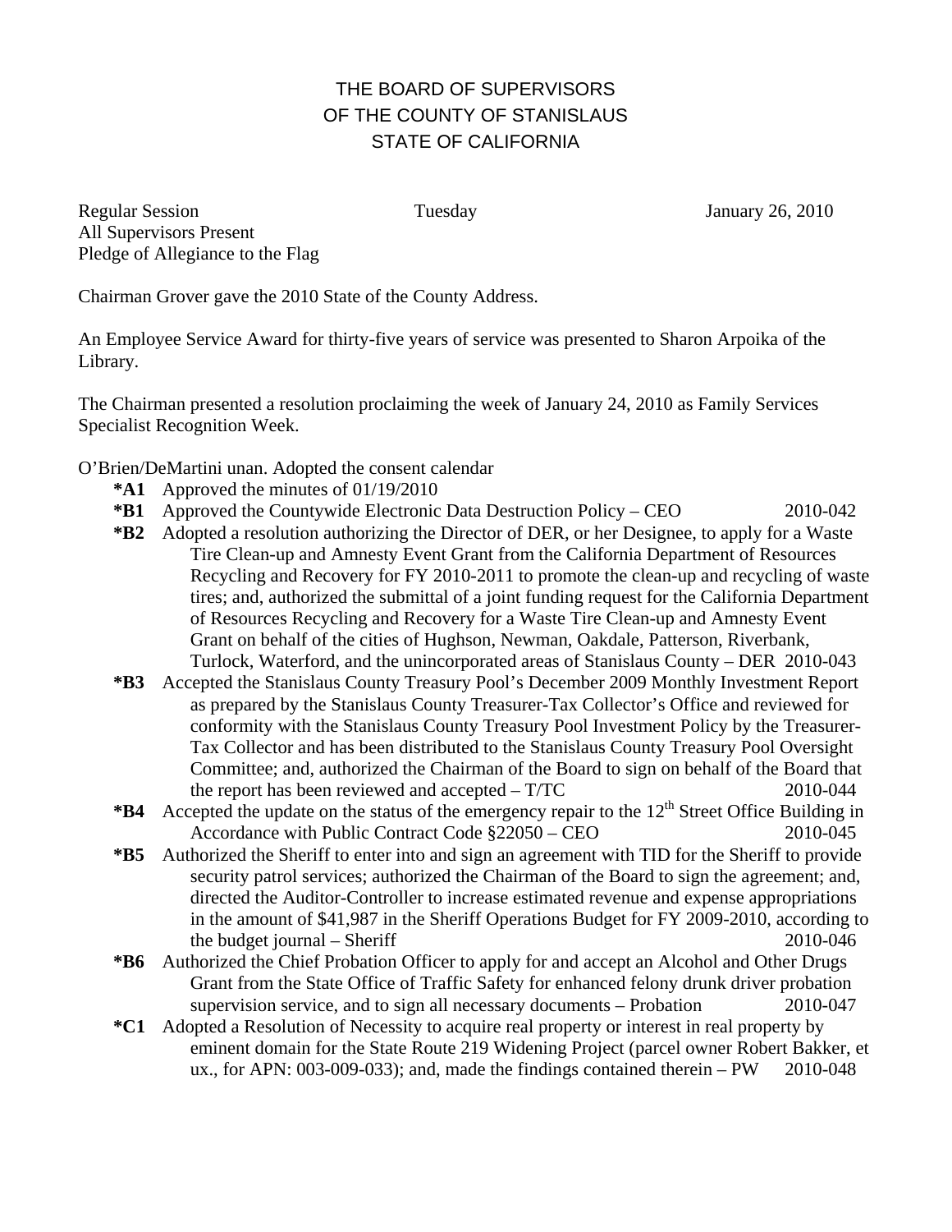# THE BOARD OF SUPERVISORS
# OF THE COUNTY OF STANISLAUS
# STATE OF CALIFORNIA

Regular Session Tuesday January 26, 2010

All Supervisors Present

Pledge of Allegiance to the Flag

Chairman Grover gave the 2010 State of the County Address.

An Employee Service Award for thirty-five years of service was presented to Sharon Arpoika of the Library.

The Chairman presented a resolution proclaiming the week of January 24, 2010 as Family Services Specialist Recognition Week.

O'Brien/DeMartini unan. Adopted the consent calendar

- ***A1** Approved the minutes of 01/19/2010
- ***B1** Approved the Countywide Electronic Data Destruction Policy – CEO 2010-042
- ***B2** Adopted a resolution authorizing the Director of DER, or her Designee, to apply for a Waste Tire Clean-up and Amnesty Event Grant from the California Department of Resources Recycling and Recovery for FY 2010-2011 to promote the clean-up and recycling of waste tires; and, authorized the submittal of a joint funding request for the California Department of Resources Recycling and Recovery for a Waste Tire Clean-up and Amnesty Event Grant on behalf of the cities of Hughson, Newman, Oakdale, Patterson, Riverbank, Turlock, Waterford, and the unincorporated areas of Stanislaus County – DER 2010-043
- ***B3** Accepted the Stanislaus County Treasury Pool's December 2009 Monthly Investment Report as prepared by the Stanislaus County Treasurer-Tax Collector's Office and reviewed for conformity with the Stanislaus County Treasury Pool Investment Policy by the Treasurer-Tax Collector and has been distributed to the Stanislaus County Treasury Pool Oversight Committee; and, authorized the Chairman of the Board to sign on behalf of the Board that the report has been reviewed and accepted – T/TC 2010-044
- ***B4** Accepted the update on the status of the emergency repair to the 12th Street Office Building in Accordance with Public Contract Code §22050 – CEO 2010-045
- ***B5** Authorized the Sheriff to enter into and sign an agreement with TID for the Sheriff to provide security patrol services; authorized the Chairman of the Board to sign the agreement; and, directed the Auditor-Controller to increase estimated revenue and expense appropriations in the amount of $41,987 in the Sheriff Operations Budget for FY 2009-2010, according to the budget journal – Sheriff 2010-046
- ***B6** Authorized the Chief Probation Officer to apply for and accept an Alcohol and Other Drugs Grant from the State Office of Traffic Safety for enhanced felony drunk driver probation supervision service, and to sign all necessary documents – Probation 2010-047
- ***C1** Adopted a Resolution of Necessity to acquire real property or interest in real property by eminent domain for the State Route 219 Widening Project (parcel owner Robert Bakker, et ux., for APN: 003-009-033); and, made the findings contained therein – PW 2010-048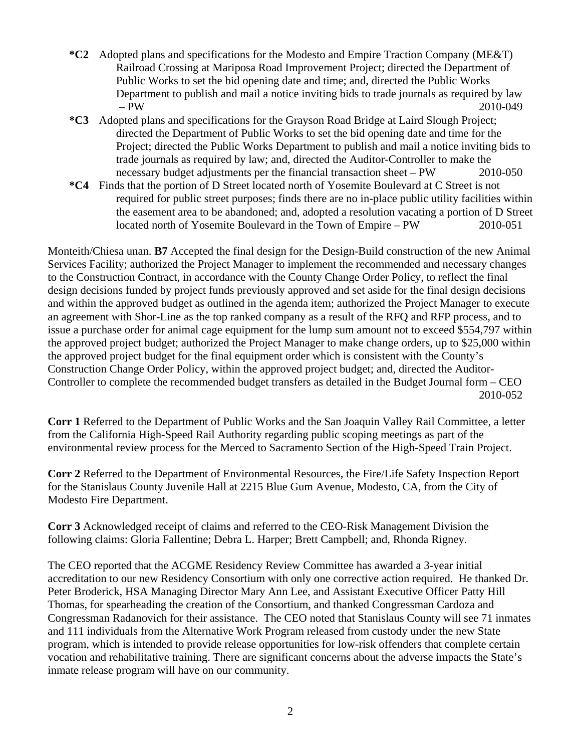**\*C2** Adopted plans and specifications for the Modesto and Empire Traction Company (ME&T) Railroad Crossing at Mariposa Road Improvement Project; directed the Department of Public Works to set the bid opening date and time; and, directed the Public Works Department to publish and mail a notice inviting bids to trade journals as required by law – PW 2010-049

**\*C3** Adopted plans and specifications for the Grayson Road Bridge at Laird Slough Project; directed the Department of Public Works to set the bid opening date and time for the Project; directed the Public Works Department to publish and mail a notice inviting bids to trade journals as required by law; and, directed the Auditor-Controller to make the necessary budget adjustments per the financial transaction sheet – PW 2010-050

**\*C4** Finds that the portion of D Street located north of Yosemite Boulevard at C Street is not required for public street purposes; finds there are no in-place public utility facilities within the easement area to be abandoned; and, adopted a resolution vacating a portion of D Street located north of Yosemite Boulevard in the Town of Empire – PW 2010-051

Monteith/Chiesa unan. **B7** Accepted the final design for the Design-Build construction of the new Animal Services Facility; authorized the Project Manager to implement the recommended and necessary changes to the Construction Contract, in accordance with the County Change Order Policy, to reflect the final design decisions funded by project funds previously approved and set aside for the final design decisions and within the approved budget as outlined in the agenda item; authorized the Project Manager to execute an agreement with Shor-Line as the top ranked company as a result of the RFQ and RFP process, and to issue a purchase order for animal cage equipment for the lump sum amount not to exceed $554,797 within the approved project budget; authorized the Project Manager to make change orders, up to $25,000 within the approved project budget for the final equipment order which is consistent with the County's Construction Change Order Policy, within the approved project budget; and, directed the Auditor-Controller to complete the recommended budget transfers as detailed in the Budget Journal form – CEO 2010-052

**Corr 1** Referred to the Department of Public Works and the San Joaquin Valley Rail Committee, a letter from the California High-Speed Rail Authority regarding public scoping meetings as part of the environmental review process for the Merced to Sacramento Section of the High-Speed Train Project.

**Corr 2** Referred to the Department of Environmental Resources, the Fire/Life Safety Inspection Report for the Stanislaus County Juvenile Hall at 2215 Blue Gum Avenue, Modesto, CA, from the City of Modesto Fire Department.

**Corr 3** Acknowledged receipt of claims and referred to the CEO-Risk Management Division the following claims: Gloria Fallentine; Debra L. Harper; Brett Campbell; and, Rhonda Rigney.

The CEO reported that the ACGME Residency Review Committee has awarded a 3-year initial accreditation to our new Residency Consortium with only one corrective action required. He thanked Dr. Peter Broderick, HSA Managing Director Mary Ann Lee, and Assistant Executive Officer Patty Hill Thomas, for spearheading the creation of the Consortium, and thanked Congressman Cardoza and Congressman Radanovich for their assistance. The CEO noted that Stanislaus County will see 71 inmates and 111 individuals from the Alternative Work Program released from custody under the new State program, which is intended to provide release opportunities for low-risk offenders that complete certain vocation and rehabilitative training. There are significant concerns about the adverse impacts the State's inmate release program will have on our community.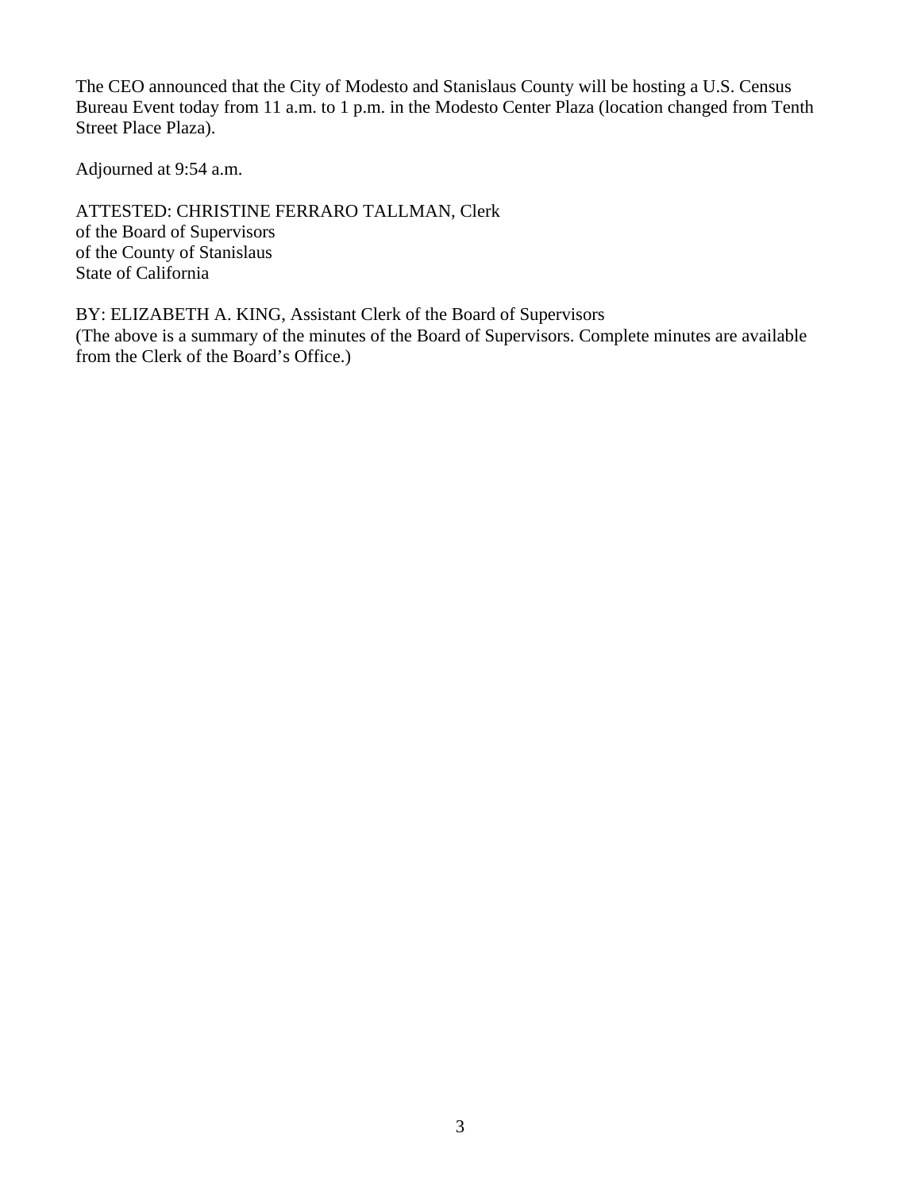The CEO announced that the City of Modesto and Stanislaus County will be hosting a U.S. Census Bureau Event today from 11 a.m. to 1 p.m. in the Modesto Center Plaza (location changed from Tenth Street Place Plaza).

Adjourned at 9:54 a.m.

ATTESTED: CHRISTINE FERRARO TALLMAN, Clerk
of the Board of Supervisors
of the County of Stanislaus
State of California

BY: ELIZABETH A. KING, Assistant Clerk of the Board of Supervisors
(The above is a summary of the minutes of the Board of Supervisors. Complete minutes are available from the Clerk of the Board's Office.)